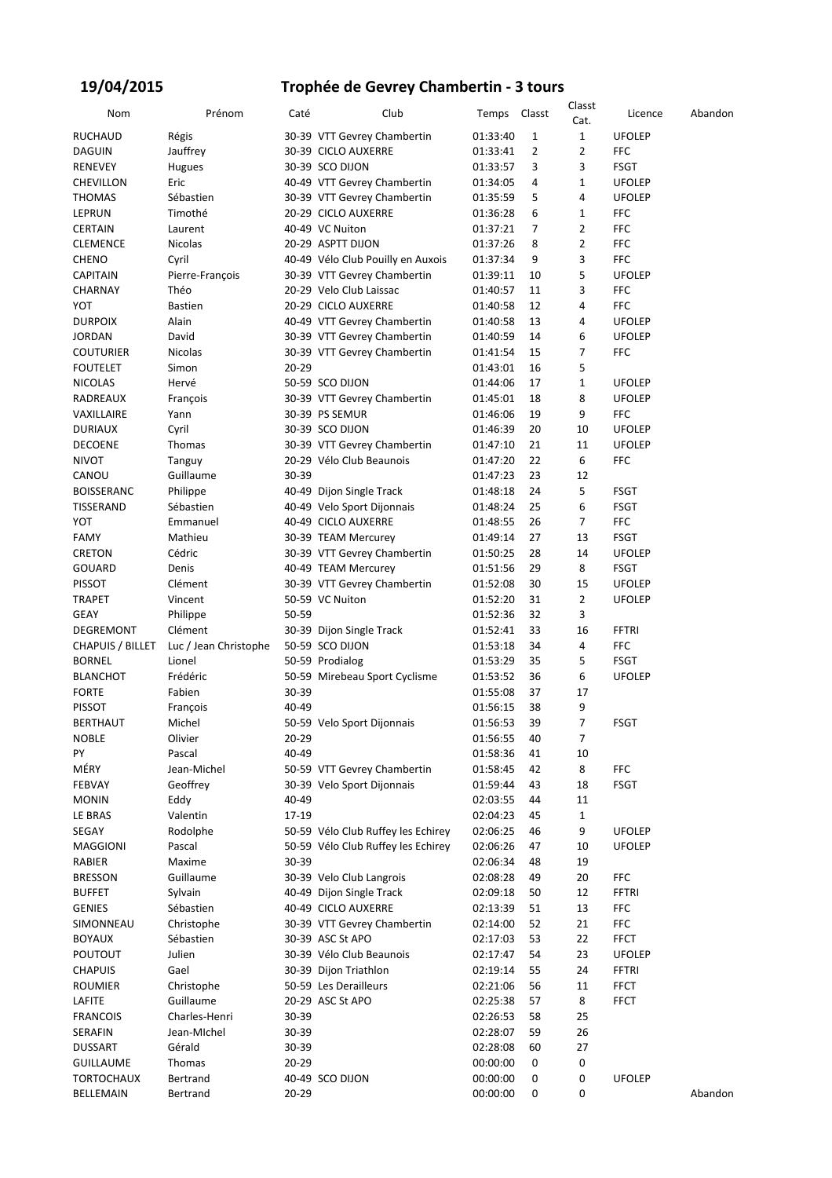## 19/04/2015 Trophée de Gevrey Chambertin - 3 tours

| Nom | Prénom | Caté | Club | Temps | Classt | Classt Cat. | Licence | Abandon |
|---|---|---|---|---|---|---|---|---|
| RUCHAUD | Régis | 30-39 | VTT Gevrey Chambertin | 01:33:40 | 1 | 1 | UFOLEP | |
| DAGUIN | Jauffrey | 30-39 | CICLO AUXERRE | 01:33:41 | 2 | 2 | FFC | |
| RENEVEY | Hugues | 30-39 | SCO DIJON | 01:33:57 | 3 | 3 | FSGT | |
| CHEVILLON | Eric | 40-49 | VTT Gevrey Chambertin | 01:34:05 | 4 | 1 | UFOLEP | |
| THOMAS | Sébastien | 30-39 | VTT Gevrey Chambertin | 01:35:59 | 5 | 4 | UFOLEP | |
| LEPRUN | Timothé | 20-29 | CICLO AUXERRE | 01:36:28 | 6 | 1 | FFC | |
| CERTAIN | Laurent | 40-49 | VC Nuiton | 01:37:21 | 7 | 2 | FFC | |
| CLEMENCE | Nicolas | 20-29 | ASPTT DIJON | 01:37:26 | 8 | 2 | FFC | |
| CHENO | Cyril | 40-49 | Vélo Club Pouilly en Auxois | 01:37:34 | 9 | 3 | FFC | |
| CAPITAIN | Pierre-François | 30-39 | VTT Gevrey Chambertin | 01:39:11 | 10 | 5 | UFOLEP | |
| CHARNAY | Théo | 20-29 | Velo Club Laissac | 01:40:57 | 11 | 3 | FFC | |
| YOT | Bastien | 20-29 | CICLO AUXERRE | 01:40:58 | 12 | 4 | FFC | |
| DURPOIX | Alain | 40-49 | VTT Gevrey Chambertin | 01:40:58 | 13 | 4 | UFOLEP | |
| JORDAN | David | 30-39 | VTT Gevrey Chambertin | 01:40:59 | 14 | 6 | UFOLEP | |
| COUTURIER | Nicolas | 30-39 | VTT Gevrey Chambertin | 01:41:54 | 15 | 7 | FFC | |
| FOUTELET | Simon | 20-29 | | 01:43:01 | 16 | 5 | | |
| NICOLAS | Hervé | 50-59 | SCO DIJON | 01:44:06 | 17 | 1 | UFOLEP | |
| RADREAUX | François | 30-39 | VTT Gevrey Chambertin | 01:45:01 | 18 | 8 | UFOLEP | |
| VAXILLAIRE | Yann | 30-39 | PS SEMUR | 01:46:06 | 19 | 9 | FFC | |
| DURIAUX | Cyril | 30-39 | SCO DIJON | 01:46:39 | 20 | 10 | UFOLEP | |
| DECOENE | Thomas | 30-39 | VTT Gevrey Chambertin | 01:47:10 | 21 | 11 | UFOLEP | |
| NIVOT | Tanguy | 20-29 | Vélo Club Beaunois | 01:47:20 | 22 | 6 | FFC | |
| CANOU | Guillaume | 30-39 | | 01:47:23 | 23 | 12 | | |
| BOISSERANC | Philippe | 40-49 | Dijon Single Track | 01:48:18 | 24 | 5 | FSGT | |
| TISSERAND | Sébastien | 40-49 | Velo Sport Dijonnais | 01:48:24 | 25 | 6 | FSGT | |
| YOT | Emmanuel | 40-49 | CICLO AUXERRE | 01:48:55 | 26 | 7 | FFC | |
| FAMY | Mathieu | 30-39 | TEAM Mercurey | 01:49:14 | 27 | 13 | FSGT | |
| CRETON | Cédric | 30-39 | VTT Gevrey Chambertin | 01:50:25 | 28 | 14 | UFOLEP | |
| GOUARD | Denis | 40-49 | TEAM Mercurey | 01:51:56 | 29 | 8 | FSGT | |
| PISSOT | Clément | 30-39 | VTT Gevrey Chambertin | 01:52:08 | 30 | 15 | UFOLEP | |
| TRAPET | Vincent | 50-59 | VC Nuiton | 01:52:20 | 31 | 2 | UFOLEP | |
| GEAY | Philippe | 50-59 | | 01:52:36 | 32 | 3 | | |
| DEGREMONT | Clément | 30-39 | Dijon Single Track | 01:52:41 | 33 | 16 | FFTRI | |
| CHAPUIS / BILLET | Luc / Jean Christophe | 50-59 | SCO DIJON | 01:53:18 | 34 | 4 | FFC | |
| BORNEL | Lionel | 50-59 | Prodialog | 01:53:29 | 35 | 5 | FSGT | |
| BLANCHOT | Frédéric | 50-59 | Mirebeau Sport Cyclisme | 01:53:52 | 36 | 6 | UFOLEP | |
| FORTE | Fabien | 30-39 | | 01:55:08 | 37 | 17 | | |
| PISSOT | François | 40-49 | | 01:56:15 | 38 | 9 | | |
| BERTHAUT | Michel | 50-59 | Velo Sport Dijonnais | 01:56:53 | 39 | 7 | FSGT | |
| NOBLE | Olivier | 20-29 | | 01:56:55 | 40 | 7 | | |
| PY | Pascal | 40-49 | | 01:58:36 | 41 | 10 | | |
| MÉRY | Jean-Michel | 50-59 | VTT Gevrey Chambertin | 01:58:45 | 42 | 8 | FFC | |
| FEBVAY | Geoffrey | 30-39 | Velo Sport Dijonnais | 01:59:44 | 43 | 18 | FSGT | |
| MONIN | Eddy | 40-49 | | 02:03:55 | 44 | 11 | | |
| LE BRAS | Valentin | 17-19 | | 02:04:23 | 45 | 1 | | |
| SEGAY | Rodolphe | 50-59 | Vélo Club Ruffey les Echirey | 02:06:25 | 46 | 9 | UFOLEP | |
| MAGGIONI | Pascal | 50-59 | Vélo Club Ruffey les Echirey | 02:06:26 | 47 | 10 | UFOLEP | |
| RABIER | Maxime | 30-39 | | 02:06:34 | 48 | 19 | | |
| BRESSON | Guillaume | 30-39 | Velo Club Langrois | 02:08:28 | 49 | 20 | FFC | |
| BUFFET | Sylvain | 40-49 | Dijon Single Track | 02:09:18 | 50 | 12 | FFTRI | |
| GENIES | Sébastien | 40-49 | CICLO AUXERRE | 02:13:39 | 51 | 13 | FFC | |
| SIMONNEAU | Christophe | 30-39 | VTT Gevrey Chambertin | 02:14:00 | 52 | 21 | FFC | |
| BOYAUX | Sébastien | 30-39 | ASC St APO | 02:17:03 | 53 | 22 | FFCT | |
| POUTOUT | Julien | 30-39 | Vélo Club Beaunois | 02:17:47 | 54 | 23 | UFOLEP | |
| CHAPUIS | Gael | 30-39 | Dijon Triathlon | 02:19:14 | 55 | 24 | FFTRI | |
| ROUMIER | Christophe | 50-59 | Les Derailleurs | 02:21:06 | 56 | 11 | FFCT | |
| LAFITE | Guillaume | 20-29 | ASC St APO | 02:25:38 | 57 | 8 | FFCT | |
| FRANCOIS | Charles-Henri | 30-39 | | 02:26:53 | 58 | 25 | | |
| SERAFIN | Jean-MIchel | 30-39 | | 02:28:07 | 59 | 26 | | |
| DUSSART | Gérald | 30-39 | | 02:28:08 | 60 | 27 | | |
| GUILLAUME | Thomas | 20-29 | | 00:00:00 | 0 | 0 | | |
| TORTOCHAUX | Bertrand | 40-49 | SCO DIJON | 00:00:00 | 0 | 0 | UFOLEP | |
| BELLEMAIN | Bertrand | 20-29 | | 00:00:00 | 0 | 0 | | Abandon |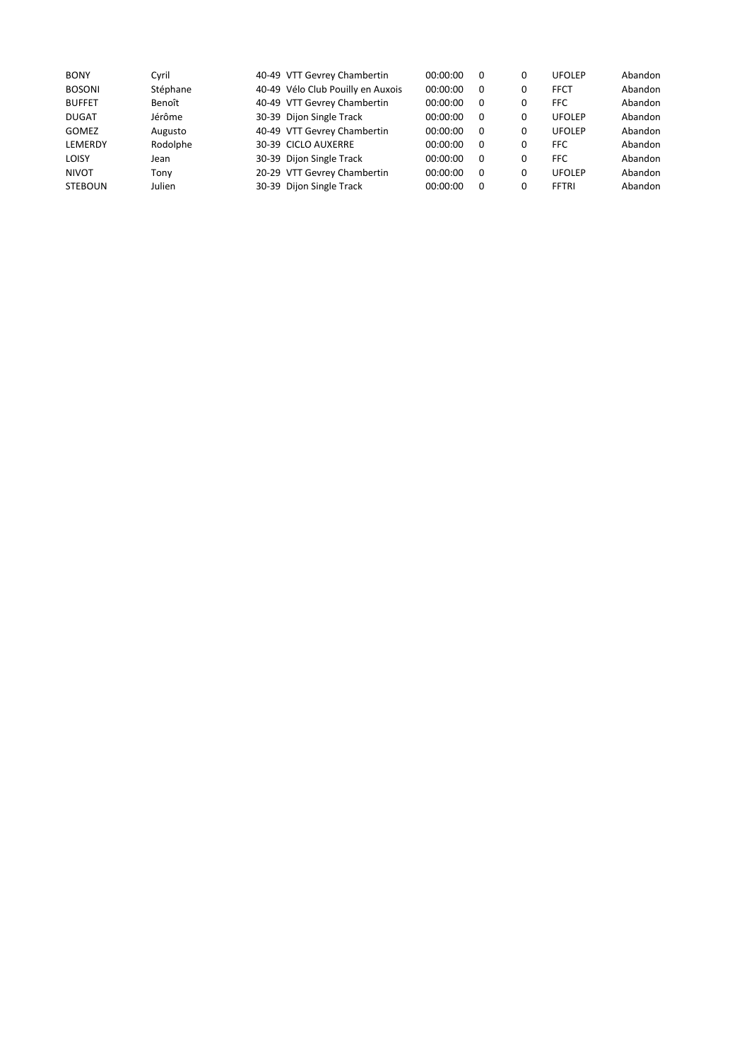| | | | | | | | | |
|---|---|---|---|---|---|---|---|---|
| BONY | Cyril | 40-49 | VTT Gevrey Chambertin | 00:00:00 | 0 | 0 | UFOLEP | Abandon |
| BOSONI | Stéphane | 40-49 | Vélo Club Pouilly en Auxois | 00:00:00 | 0 | 0 | FFCT | Abandon |
| BUFFET | Benoît | 40-49 | VTT Gevrey Chambertin | 00:00:00 | 0 | 0 | FFC | Abandon |
| DUGAT | Jérôme | 30-39 | Dijon Single Track | 00:00:00 | 0 | 0 | UFOLEP | Abandon |
| GOMEZ | Augusto | 40-49 | VTT Gevrey Chambertin | 00:00:00 | 0 | 0 | UFOLEP | Abandon |
| LEMERDY | Rodolphe | 30-39 | CICLO AUXERRE | 00:00:00 | 0 | 0 | FFC | Abandon |
| LOISY | Jean | 30-39 | Dijon Single Track | 00:00:00 | 0 | 0 | FFC | Abandon |
| NIVOT | Tony | 20-29 | VTT Gevrey Chambertin | 00:00:00 | 0 | 0 | UFOLEP | Abandon |
| STEBOUN | Julien | 30-39 | Dijon Single Track | 00:00:00 | 0 | 0 | FFTRI | Abandon |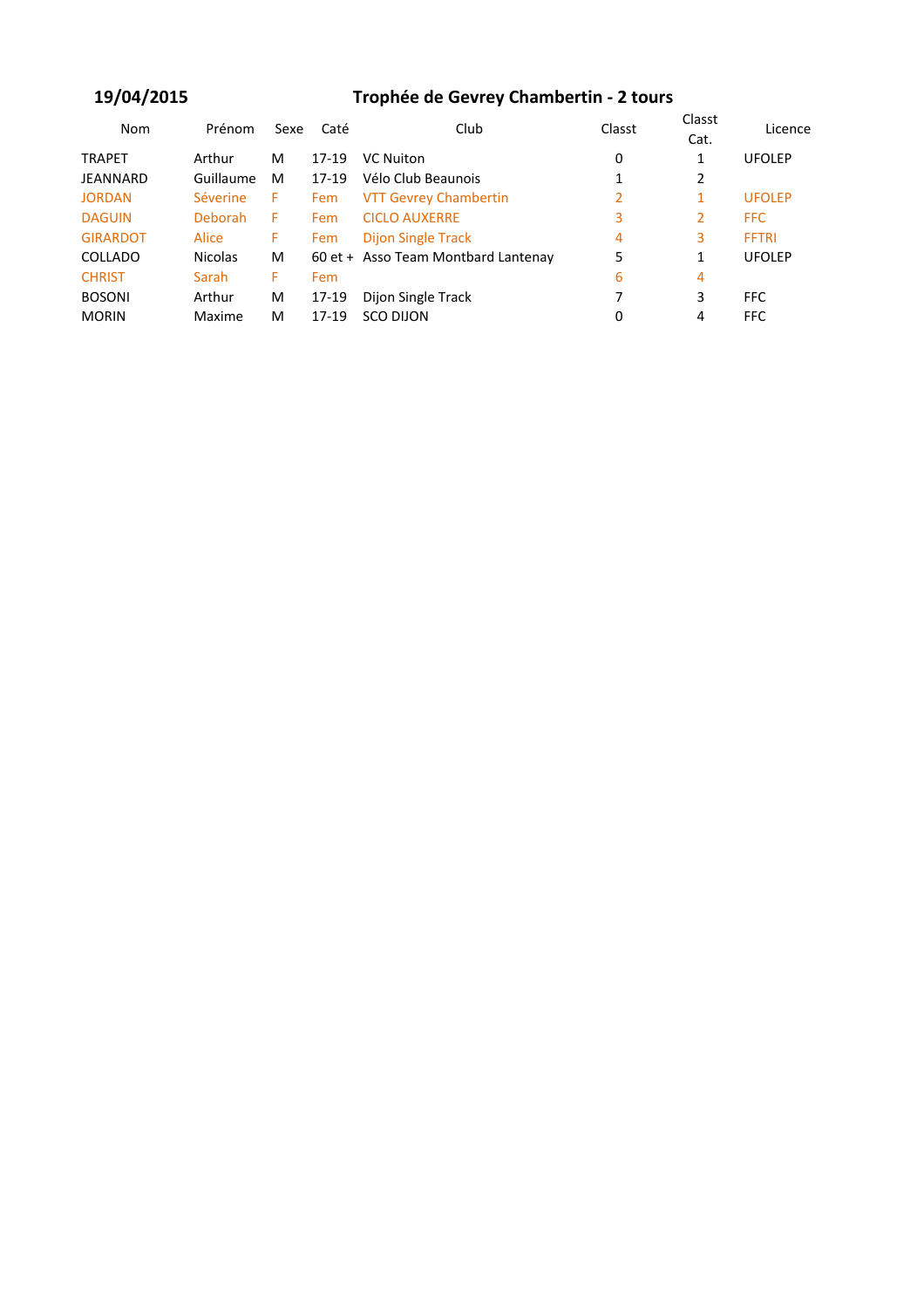**19/04/2015** **Trophée de Gevrey Chambertin - 2 tours**

| Nom | Prénom | Sexe | Caté | Club | Classt | Classt Cat. | Licence |
|---|---|---|---|---|---|---|---|
| TRAPET | Arthur | M | 17-19 | VC Nuiton | 0 | 1 | UFOLEP |
| JEANNARD | Guillaume | M | 17-19 | Vélo Club Beaunois | 1 | 2 | |
| JORDAN | Séverine | F | Fem | VTT Gevrey Chambertin | 2 | 1 | UFOLEP |
| DAGUIN | Deborah | F | Fem | CICLO AUXERRE | 3 | 2 | FFC |
| GIRARDOT | Alice | F | Fem | Dijon Single Track | 4 | 3 | FFTRI |
| COLLADO | Nicolas | M | 60 et + | Asso Team Montbard Lantenay | 5 | 1 | UFOLEP |
| CHRIST | Sarah | F | Fem | | 6 | 4 | |
| BOSONI | Arthur | M | 17-19 | Dijon Single Track | 7 | 3 | FFC |
| MORIN | Maxime | M | 17-19 | SCO DIJON | 0 | 4 | FFC |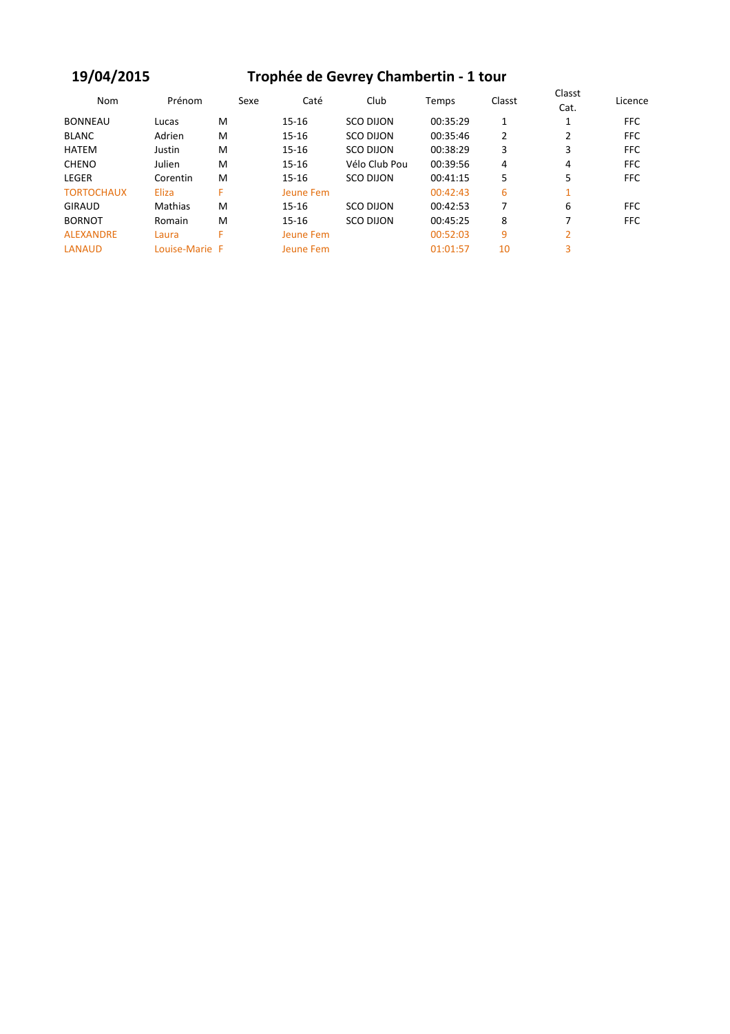**19/04/2015**

## Trophée de Gevrey Chambertin - 1 tour

| Nom | Prénom | Sexe | Caté | Club | Temps | Classt | Classt Cat. | Licence |
|---|---|---|---|---|---|---|---|---|
| BONNEAU | Lucas | M | 15-16 | SCO DIJON | 00:35:29 | 1 | 1 | FFC |
| BLANC | Adrien | M | 15-16 | SCO DIJON | 00:35:46 | 2 | 2 | FFC |
| HATEM | Justin | M | 15-16 | SCO DIJON | 00:38:29 | 3 | 3 | FFC |
| CHENO | Julien | M | 15-16 | Vélo Club Pou | 00:39:56 | 4 | 4 | FFC |
| LEGER | Corentin | M | 15-16 | SCO DIJON | 00:41:15 | 5 | 5 | FFC |
| TORTOCHAUX | Eliza | F | Jeune Fem | | 00:42:43 | 6 | 1 | |
| GIRAUD | Mathias | M | 15-16 | SCO DIJON | 00:42:53 | 7 | 6 | FFC |
| BORNOT | Romain | M | 15-16 | SCO DIJON | 00:45:25 | 8 | 7 | FFC |
| ALEXANDRE | Laura | F | Jeune Fem | | 00:52:03 | 9 | 2 | |
| LANAUD | Louise-Marie | F | Jeune Fem | | 01:01:57 | 10 | 3 | |